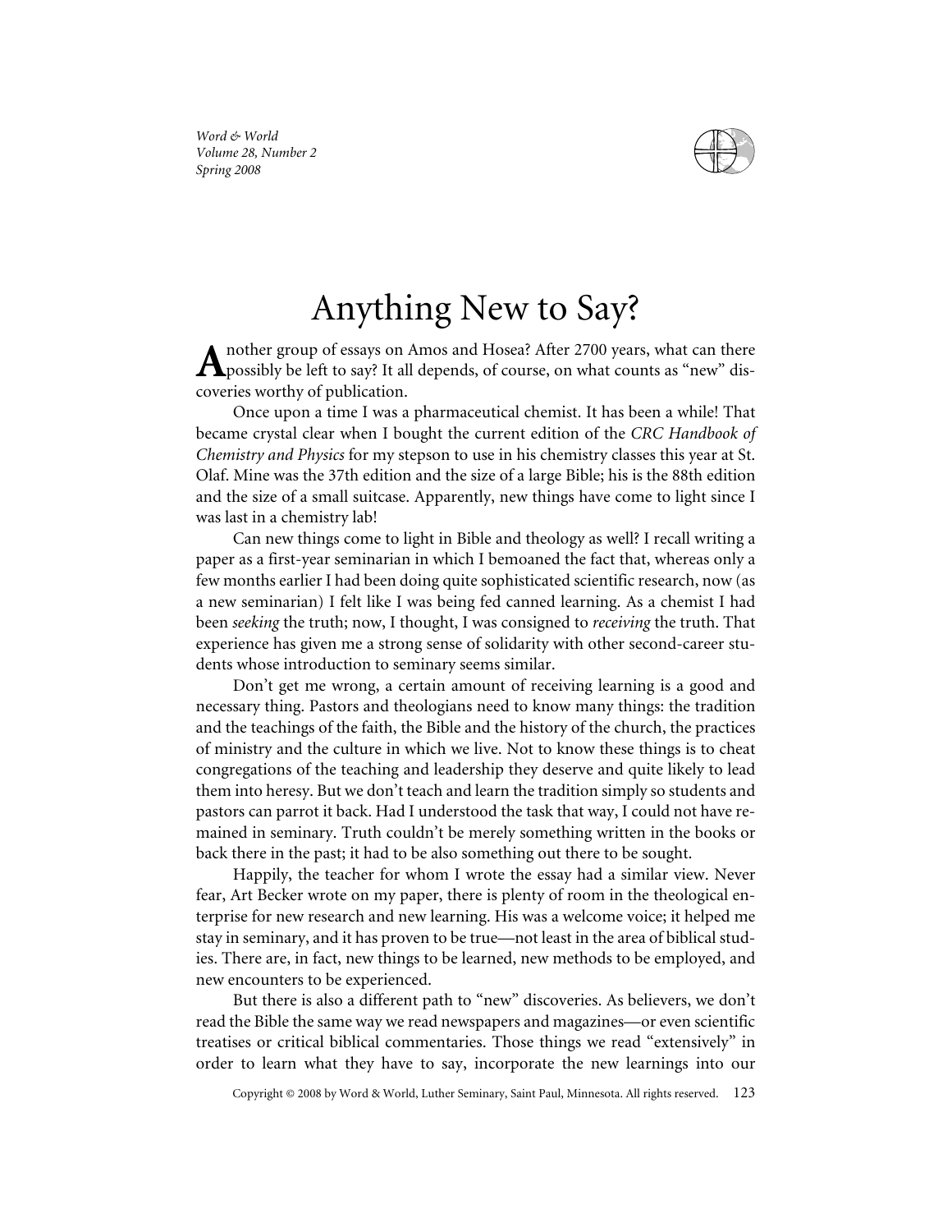// Anything New to Say?

# Anything New to Say?

Another group of essays on Amos and Hosea? After 2700 years, what can there possibly be left to say? It all depends, of course, on what counts as "new" discoveries worthy of publication.

Once upon a time I was a pharmaceutical chemist. It has been a while! That became crystal clear when I bought the current edition of the *CRC Handbook of Chemistry and Physics* for my stepson to use in his chemistry classes this year at St. Olaf. Mine was the 37th edition and the size of a large Bible; his is the 88th edition and the size of a small suitcase. Apparently, new things have come to light since I was last in a chemistry lab!

Can new things come to light in Bible and theology as well? I recall writing a paper as a first-year seminarian in which I bemoaned the fact that, whereas only a few months earlier I had been doing quite sophisticated scientific research, now (as a new seminarian) I felt like I was being fed canned learning. As a chemist I had been *seeking* the truth; now, I thought, I was consigned to *receiving* the truth. That experience has given me a strong sense of solidarity with other second-career students whose introduction to seminary seems similar.

Don't get me wrong, a certain amount of receiving learning is a good and necessary thing. Pastors and theologians need to know many things: the tradition and the teachings of the faith, the Bible and the history of the church, the practices of ministry and the culture in which we live. Not to know these things is to cheat congregations of the teaching and leadership they deserve and quite likely to lead them into heresy. But we don't teach and learn the tradition simply so students and pastors can parrot it back. Had I understood the task that way, I could not have remained in seminary. Truth couldn't be merely something written in the books or back there in the past; it had to be also something out there to be sought.

Happily, the teacher for whom I wrote the essay had a similar view. Never fear, Art Becker wrote on my paper, there is plenty of room in the theological enterprise for new research and new learning. His was a welcome voice; it helped me stay in seminary, and it has proven to be true—not least in the area of biblical studies. There are, in fact, new things to be learned, new methods to be employed, and new encounters to be experienced.

But there is also a different path to "new" discoveries. As believers, we don't read the Bible the same way we read newspapers and magazines—or even scientific treatises or critical biblical commentaries. Those things we read "extensively" in order to learn what they have to say, incorporate the new learnings into our

Copyright © 2008 by Word & World, Luther Seminary, Saint Paul, Minnesota. All rights reserved.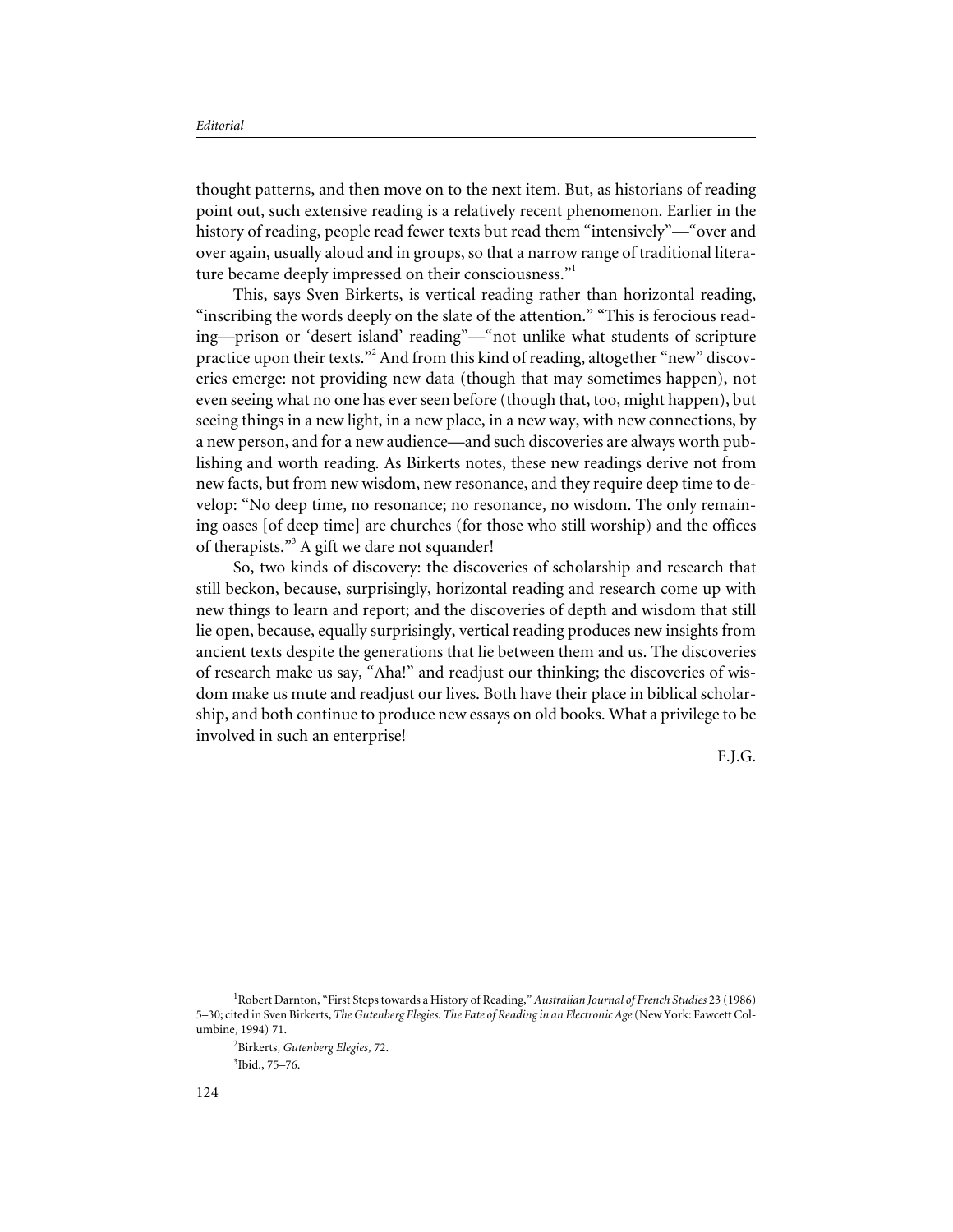thought patterns, and then move on to the next item. But, as historians of reading point out, such extensive reading is a relatively recent phenomenon. Earlier in the history of reading, people read fewer texts but read them "intensively"—"over and over again, usually aloud and in groups, so that a narrow range of traditional literature became deeply impressed on their consciousness."[1]

This, says Sven Birkerts, is vertical reading rather than horizontal reading, "inscribing the words deeply on the slate of the attention." "This is ferocious reading—prison or 'desert island' reading"—"not unlike what students of scripture practice upon their texts."[2] And from this kind of reading, altogether "new" discoveries emerge: not providing new data (though that may sometimes happen), not even seeing what no one has ever seen before (though that, too, might happen), but seeing things in a new light, in a new place, in a new way, with new connections, by a new person, and for a new audience—and such discoveries are always worth publishing and worth reading. As Birkerts notes, these new readings derive not from new facts, but from new wisdom, new resonance, and they require deep time to develop: "No deep time, no resonance; no resonance, no wisdom. The only remaining oases [of deep time] are churches (for those who still worship) and the offices of therapists."[3] A gift we dare not squander!

So, two kinds of discovery: the discoveries of scholarship and research that still beckon, because, surprisingly, horizontal reading and research come up with new things to learn and report; and the discoveries of depth and wisdom that still lie open, because, equally surprisingly, vertical reading produces new insights from ancient texts despite the generations that lie between them and us. The discoveries of research make us say, "Aha!" and readjust our thinking; the discoveries of wisdom make us mute and readjust our lives. Both have their place in biblical scholarship, and both continue to produce new essays on old books. What a privilege to be involved in such an enterprise!

F.J.G.

[1] Robert Darnton, "First Steps towards a History of Reading," *Australian Journal of French Studies* 23 (1986) 5–30; cited in Sven Birkerts, *The Gutenberg Elegies: The Fate of Reading in an Electronic Age* (New York: Fawcett Columbine, 1994) 71.

[2] Birkerts, *Gutenberg Elegies*, 72.

[3] Ibid., 75–76.